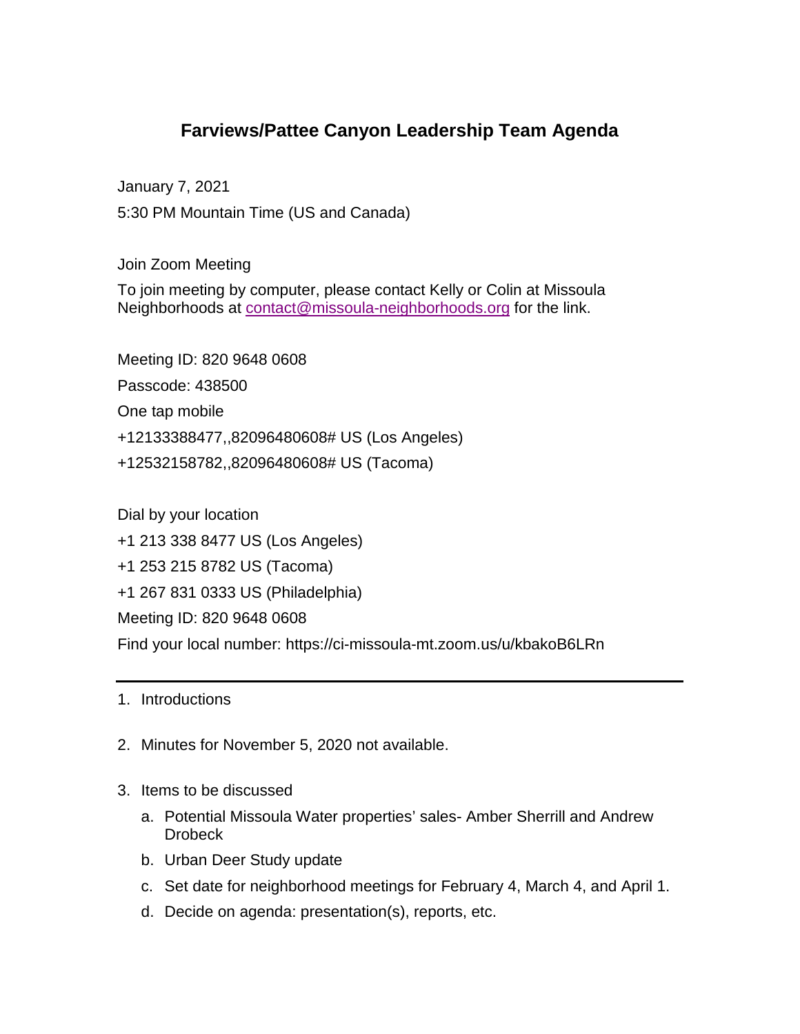# Farviews/Pattee Canyon Leadership Team Agenda

January 7, 2021

5:30 PM Mountain Time (US and Canada)

Join Zoom Meeting

To join meeting by computer, please contact Kelly or Colin at Missoula Neighborhoods at contact@missoula-neighborhoods.org for the link.

Meeting ID: 820 9648 0608

Passcode: 438500

One tap mobile

+12133388477,,82096480608# US (Los Angeles)

+12532158782,,82096480608# US (Tacoma)

Dial by your location

+1 213 338 8477 US (Los Angeles)

+1 253 215 8782 US (Tacoma)

+1 267 831 0333 US (Philadelphia)

Meeting ID: 820 9648 0608

Find your local number: https://ci-missoula-mt.zoom.us/u/kbakoB6LRn

---

1. Introductions

2. Minutes for November 5, 2020 not available.

3. Items to be discussed
   a. Potential Missoula Water properties' sales- Amber Sherrill and Andrew Drobeck
   b. Urban Deer Study update
   c. Set date for neighborhood meetings for February 4, March 4, and April 1.
   d. Decide on agenda: presentation(s), reports, etc.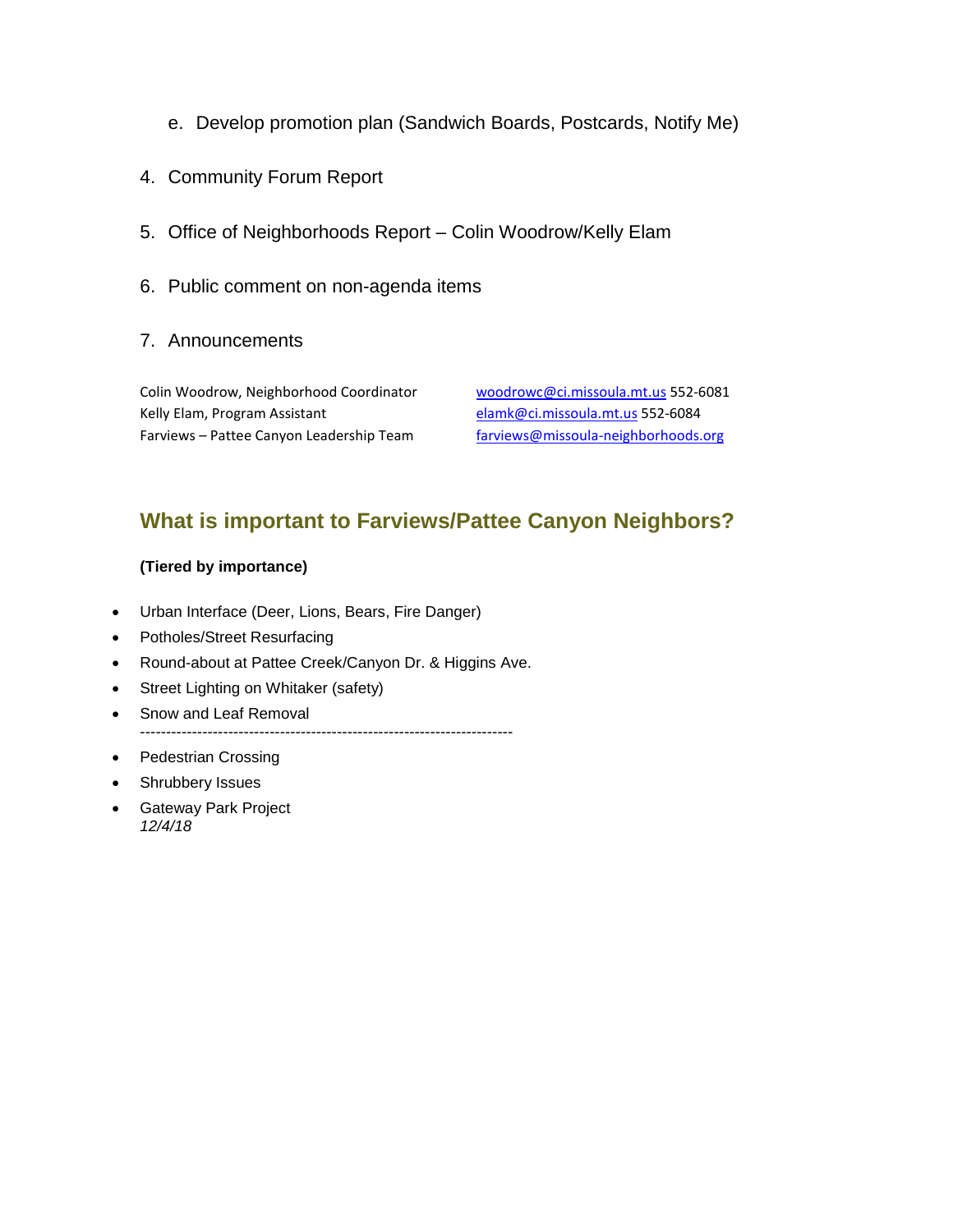e. Develop promotion plan (Sandwich Boards, Postcards, Notify Me)

4. Community Forum Report

5. Office of Neighborhoods Report – Colin Woodrow/Kelly Elam

6. Public comment on non-agenda items

7. Announcements

| | |
|---|---|
| Colin Woodrow, Neighborhood Coordinator | woodrowc@ci.missoula.mt.us 552-6081 |
| Kelly Elam, Program Assistant | elamk@ci.missoula.mt.us 552-6084 |
| Farviews – Pattee Canyon Leadership Team | farviews@missoula-neighborhoods.org |

## What is important to Farviews/Pattee Canyon Neighbors?

**(Tiered by importance)**

- Urban Interface (Deer, Lions, Bears, Fire Danger)
- Potholes/Street Resurfacing
- Round-about at Pattee Creek/Canyon Dr. & Higgins Ave.
- Street Lighting on Whitaker (safety)
- Snow and Leaf Removal

------------------------------------------------------------------------

- Pedestrian Crossing
- Shrubbery Issues
- Gateway Park Project

*12/4/18*